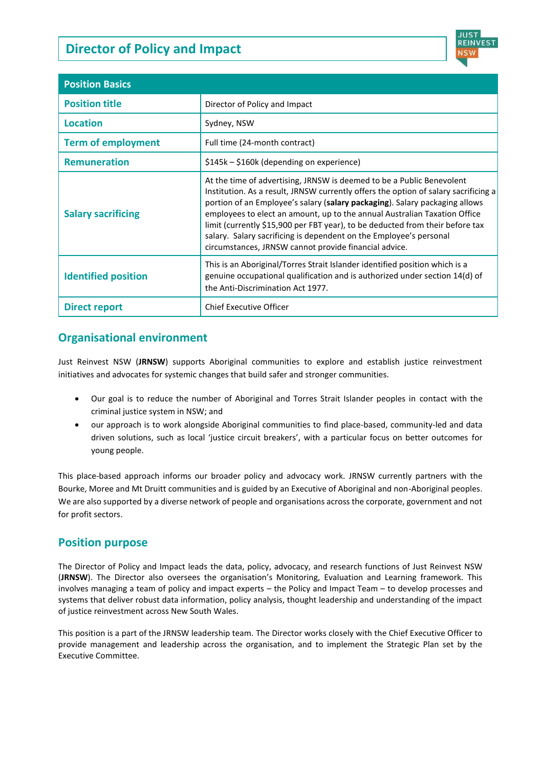# Director of Policy and Impact

| Position Basics | |
|---|---|
| **Position title** | Director of Policy and Impact |
| **Location** | Sydney, NSW |
| **Term of employment** | Full time (24-month contract) |
| **Remuneration** | $145k – $160k (depending on experience) |
| **Salary sacrificing** | At the time of advertising, JRNSW is deemed to be a Public Benevolent Institution. As a result, JRNSW currently offers the option of salary sacrificing a portion of an Employee's salary (**salary packaging**). Salary packaging allows employees to elect an amount, up to the annual Australian Taxation Office limit (currently $15,900 per FBT year), to be deducted from their before tax salary. Salary sacrificing is dependent on the Employee's personal circumstances, JRNSW cannot provide financial advice. |
| **Identified position** | This is an Aboriginal/Torres Strait Islander identified position which is a genuine occupational qualification and is authorized under section 14(d) of the Anti-Discrimination Act 1977. |
| **Direct report** | Chief Executive Officer |

## Organisational environment

Just Reinvest NSW (**JRNSW**) supports Aboriginal communities to explore and establish justice reinvestment initiatives and advocates for systemic changes that build safer and stronger communities.

- Our goal is to reduce the number of Aboriginal and Torres Strait Islander peoples in contact with the criminal justice system in NSW; and
- our approach is to work alongside Aboriginal communities to find place-based, community-led and data driven solutions, such as local 'justice circuit breakers', with a particular focus on better outcomes for young people.

This place-based approach informs our broader policy and advocacy work. JRNSW currently partners with the Bourke, Moree and Mt Druitt communities and is guided by an Executive of Aboriginal and non-Aboriginal peoples. We are also supported by a diverse network of people and organisations across the corporate, government and not for profit sectors.

## Position purpose

The Director of Policy and Impact leads the data, policy, advocacy, and research functions of Just Reinvest NSW (**JRNSW**). The Director also oversees the organisation's Monitoring, Evaluation and Learning framework. This involves managing a team of policy and impact experts – the Policy and Impact Team – to develop processes and systems that deliver robust data information, policy analysis, thought leadership and understanding of the impact of justice reinvestment across New South Wales.

This position is a part of the JRNSW leadership team. The Director works closely with the Chief Executive Officer to provide management and leadership across the organisation, and to implement the Strategic Plan set by the Executive Committee.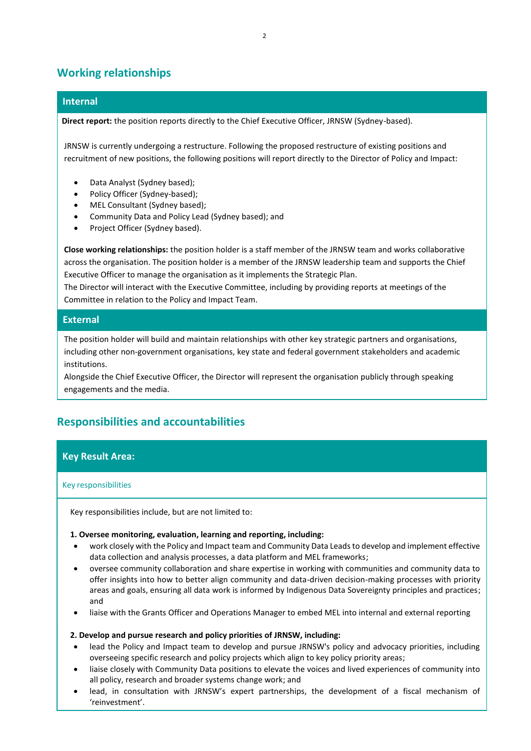## Working relationships

### Internal

**Direct report:** the position reports directly to the Chief Executive Officer, JRNSW (Sydney-based).

JRNSW is currently undergoing a restructure. Following the proposed restructure of existing positions and recruitment of new positions, the following positions will report directly to the Director of Policy and Impact:

- Data Analyst (Sydney based);
- Policy Officer (Sydney-based);
- MEL Consultant (Sydney based);
- Community Data and Policy Lead (Sydney based); and
- Project Officer (Sydney based).

**Close working relationships:** the position holder is a staff member of the JRNSW team and works collaborative across the organisation. The position holder is a member of the JRNSW leadership team and supports the Chief Executive Officer to manage the organisation as it implements the Strategic Plan.

The Director will interact with the Executive Committee, including by providing reports at meetings of the Committee in relation to the Policy and Impact Team.

### External

The position holder will build and maintain relationships with other key strategic partners and organisations, including other non-government organisations, key state and federal government stakeholders and academic institutions.

Alongside the Chief Executive Officer, the Director will represent the organisation publicly through speaking engagements and the media.

## Responsibilities and accountabilities

### Key Result Area:

Key responsibilities

Key responsibilities include, but are not limited to:

**1. Oversee monitoring, evaluation, learning and reporting, including:**

- work closely with the Policy and Impact team and Community Data Leads to develop and implement effective data collection and analysis processes, a data platform and MEL frameworks;
- oversee community collaboration and share expertise in working with communities and community data to offer insights into how to better align community and data-driven decision-making processes with priority areas and goals, ensuring all data work is informed by Indigenous Data Sovereignty principles and practices; and
- liaise with the Grants Officer and Operations Manager to embed MEL into internal and external reporting

**2. Develop and pursue research and policy priorities of JRNSW, including:**

- lead the Policy and Impact team to develop and pursue JRNSW's policy and advocacy priorities, including overseeing specific research and policy projects which align to key policy priority areas;
- liaise closely with Community Data positions to elevate the voices and lived experiences of community into all policy, research and broader systems change work; and
- lead, in consultation with JRNSW's expert partnerships, the development of a fiscal mechanism of 'reinvestment'.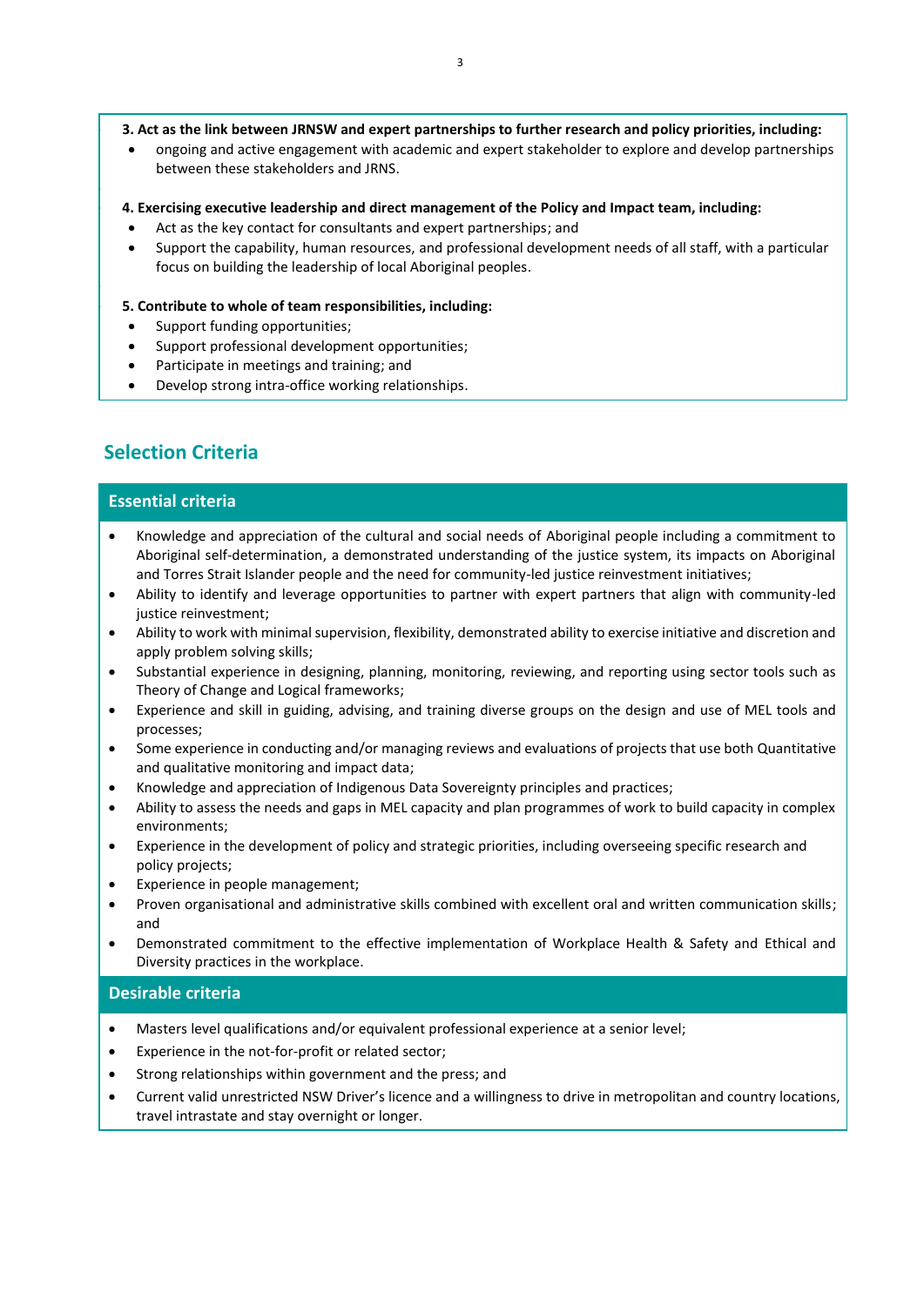**3. Act as the link between JRNSW and expert partnerships to further research and policy priorities, including:**

- ongoing and active engagement with academic and expert stakeholder to explore and develop partnerships between these stakeholders and JRNS.

**4. Exercising executive leadership and direct management of the Policy and Impact team, including:**

- Act as the key contact for consultants and expert partnerships; and
- Support the capability, human resources, and professional development needs of all staff, with a particular focus on building the leadership of local Aboriginal peoples.

**5. Contribute to whole of team responsibilities, including:**

- Support funding opportunities;
- Support professional development opportunities;
- Participate in meetings and training; and
- Develop strong intra-office working relationships.

## Selection Criteria

### Essential criteria

- Knowledge and appreciation of the cultural and social needs of Aboriginal people including a commitment to Aboriginal self-determination, a demonstrated understanding of the justice system, its impacts on Aboriginal and Torres Strait Islander people and the need for community-led justice reinvestment initiatives;
- Ability to identify and leverage opportunities to partner with expert partners that align with community-led justice reinvestment;
- Ability to work with minimal supervision, flexibility, demonstrated ability to exercise initiative and discretion and apply problem solving skills;
- Substantial experience in designing, planning, monitoring, reviewing, and reporting using sector tools such as Theory of Change and Logical frameworks;
- Experience and skill in guiding, advising, and training diverse groups on the design and use of MEL tools and processes;
- Some experience in conducting and/or managing reviews and evaluations of projects that use both Quantitative and qualitative monitoring and impact data;
- Knowledge and appreciation of Indigenous Data Sovereignty principles and practices;
- Ability to assess the needs and gaps in MEL capacity and plan programmes of work to build capacity in complex environments;
- Experience in the development of policy and strategic priorities, including overseeing specific research and policy projects;
- Experience in people management;
- Proven organisational and administrative skills combined with excellent oral and written communication skills; and
- Demonstrated commitment to the effective implementation of Workplace Health & Safety and Ethical and Diversity practices in the workplace.

### Desirable criteria

- Masters level qualifications and/or equivalent professional experience at a senior level;
- Experience in the not-for-profit or related sector;
- Strong relationships within government and the press; and
- Current valid unrestricted NSW Driver's licence and a willingness to drive in metropolitan and country locations, travel intrastate and stay overnight or longer.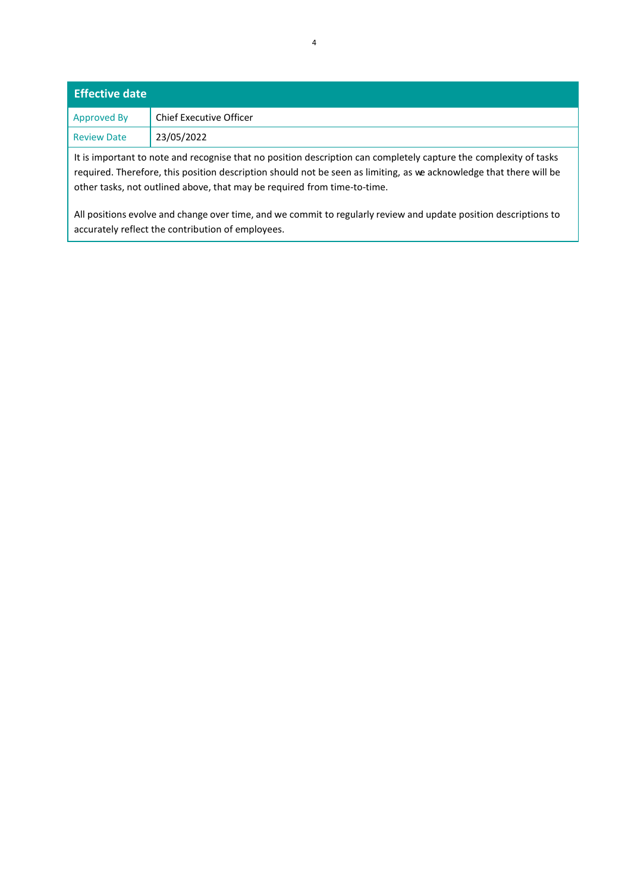| Effective date | |
|---|---|
| Approved By | Chief Executive Officer |
| Review Date | 23/05/2022 |

It is important to note and recognise that no position description can completely capture the complexity of tasks required. Therefore, this position description should not be seen as limiting, as we acknowledge that there will be other tasks, not outlined above, that may be required from time-to-time.

All positions evolve and change over time, and we commit to regularly review and update position descriptions to accurately reflect the contribution of employees.